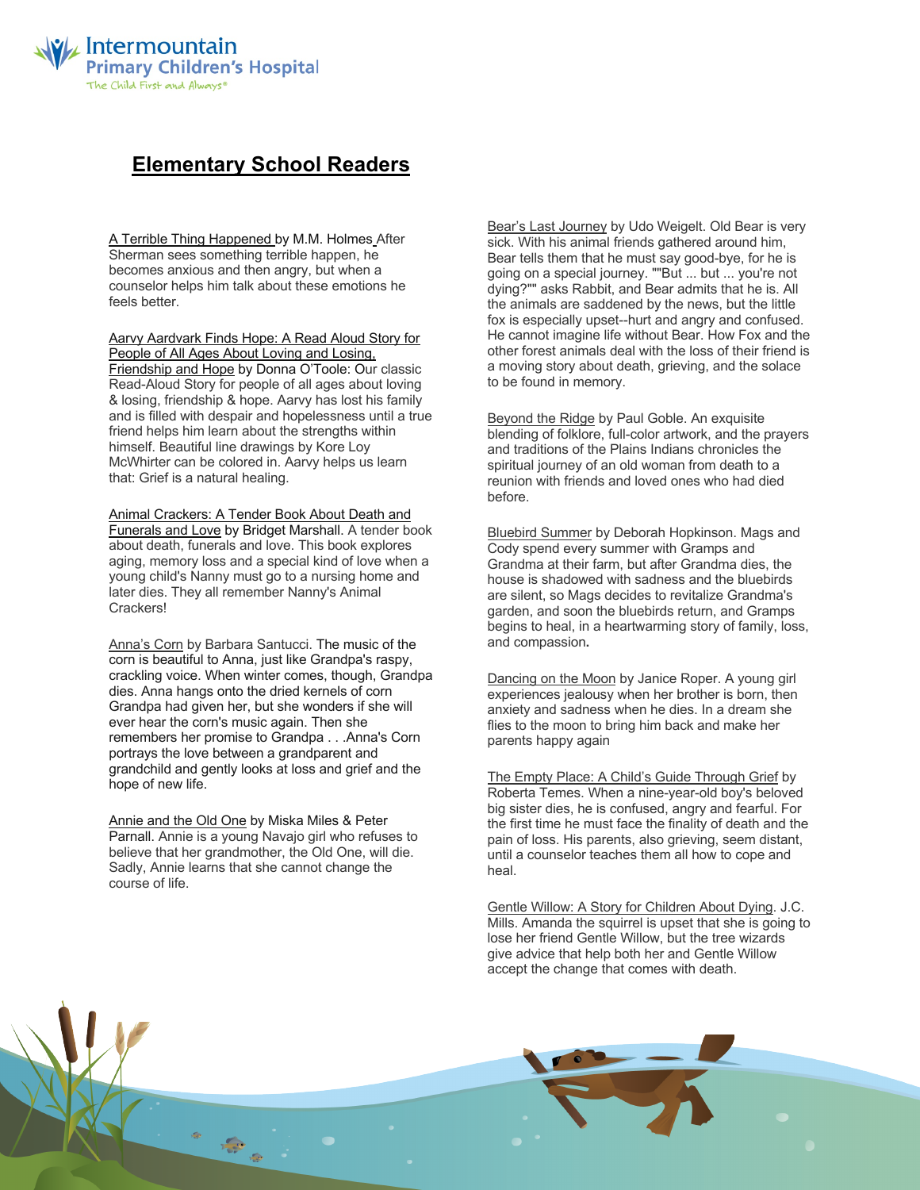Intermountain Primary Children's Hospital
The Child First and Always®

# Elementary School Readers

A Terrible Thing Happened by M.M. Holmes After Sherman sees something terrible happen, he becomes anxious and then angry, but when a counselor helps him talk about these emotions he feels better.

Aarvy Aardvark Finds Hope: A Read Aloud Story for People of All Ages About Loving and Losing, Friendship and Hope by Donna O'Toole: Our classic Read-Aloud Story for people of all ages about loving & losing, friendship & hope. Aarvy has lost his family and is filled with despair and hopelessness until a true friend helps him learn about the strengths within himself. Beautiful line drawings by Kore Loy McWhirter can be colored in. Aarvy helps us learn that: Grief is a natural healing.

Animal Crackers: A Tender Book About Death and Funerals and Love by Bridget Marshall. A tender book about death, funerals and love. This book explores aging, memory loss and a special kind of love when a young child's Nanny must go to a nursing home and later dies. They all remember Nanny's Animal Crackers!

Anna's Corn by Barbara Santucci. The music of the corn is beautiful to Anna, just like Grandpa's raspy, crackling voice. When winter comes, though, Grandpa dies. Anna hangs onto the dried kernels of corn Grandpa had given her, but she wonders if she will ever hear the corn's music again. Then she remembers her promise to Grandpa . . .Anna's Corn portrays the love between a grandparent and grandchild and gently looks at loss and grief and the hope of new life.

Annie and the Old One by Miska Miles & Peter Parnall. Annie is a young Navajo girl who refuses to believe that her grandmother, the Old One, will die. Sadly, Annie learns that she cannot change the course of life.

Bear's Last Journey by Udo Weigelt. Old Bear is very sick. With his animal friends gathered around him, Bear tells them that he must say good-bye, for he is going on a special journey. ""But ... but ... you're not dying?"" asks Rabbit, and Bear admits that he is. All the animals are saddened by the news, but the little fox is especially upset--hurt and angry and confused. He cannot imagine life without Bear. How Fox and the other forest animals deal with the loss of their friend is a moving story about death, grieving, and the solace to be found in memory.

Beyond the Ridge by Paul Goble. An exquisite blending of folklore, full-color artwork, and the prayers and traditions of the Plains Indians chronicles the spiritual journey of an old woman from death to a reunion with friends and loved ones who had died before.

Bluebird Summer by Deborah Hopkinson. Mags and Cody spend every summer with Gramps and Grandma at their farm, but after Grandma dies, the house is shadowed with sadness and the bluebirds are silent, so Mags decides to revitalize Grandma's garden, and soon the bluebirds return, and Gramps begins to heal, in a heartwarming story of family, loss, and compassion.

Dancing on the Moon by Janice Roper. A young girl experiences jealousy when her brother is born, then anxiety and sadness when he dies. In a dream she flies to the moon to bring him back and make her parents happy again

The Empty Place: A Child's Guide Through Grief by Roberta Temes. When a nine-year-old boy's beloved big sister dies, he is confused, angry and fearful. For the first time he must face the finality of death and the pain of loss. His parents, also grieving, seem distant, until a counselor teaches them all how to cope and heal.

Gentle Willow: A Story for Children About Dying. J.C. Mills. Amanda the squirrel is upset that she is going to lose her friend Gentle Willow, but the tree wizards give advice that help both her and Gentle Willow accept the change that comes with death.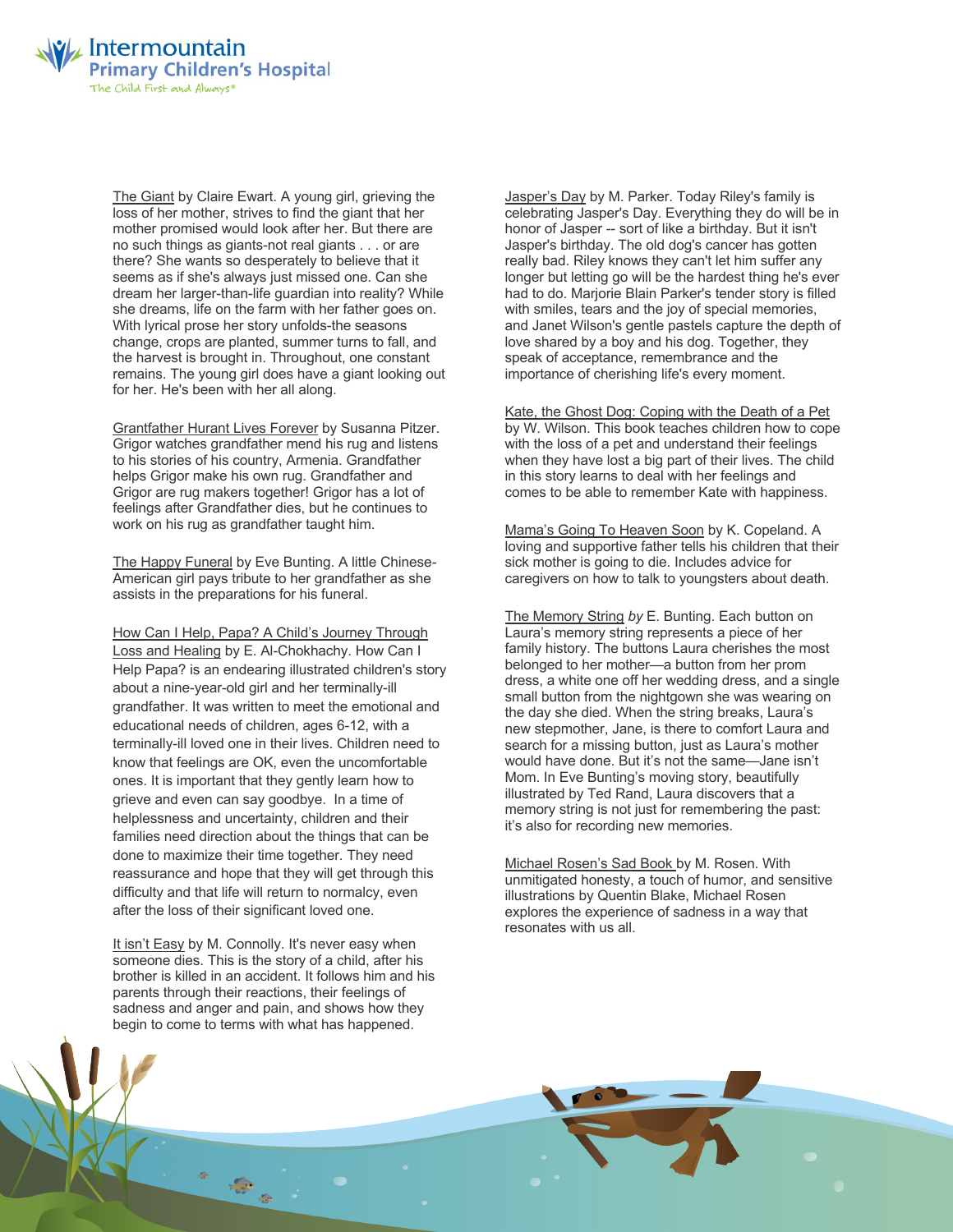The Giant by Claire Ewart. A young girl, grieving the loss of her mother, strives to find the giant that her mother promised would look after her. But there are no such things as giants-not real giants . . . or are there? She wants so desperately to believe that it seems as if she's always just missed one. Can she dream her larger-than-life guardian into reality? While she dreams, life on the farm with her father goes on. With lyrical prose her story unfolds-the seasons change, crops are planted, summer turns to fall, and the harvest is brought in. Throughout, one constant remains. The young girl does have a giant looking out for her. He's been with her all along.

Grantfather Hurant Lives Forever by Susanna Pitzer. Grigor watches grandfather mend his rug and listens to his stories of his country, Armenia. Grandfather helps Grigor make his own rug. Grandfather and Grigor are rug makers together! Grigor has a lot of feelings after Grandfather dies, but he continues to work on his rug as grandfather taught him.

The Happy Funeral by Eve Bunting. A little Chinese-American girl pays tribute to her grandfather as she assists in the preparations for his funeral.

How Can I Help, Papa? A Child's Journey Through Loss and Healing by E. Al-Chokhachy. How Can I Help Papa? is an endearing illustrated children's story about a nine-year-old girl and her terminally-ill grandfather. It was written to meet the emotional and educational needs of children, ages 6-12, with a terminally-ill loved one in their lives. Children need to know that feelings are OK, even the uncomfortable ones. It is important that they gently learn how to grieve and even can say goodbye. In a time of helplessness and uncertainty, children and their families need direction about the things that can be done to maximize their time together. They need reassurance and hope that they will get through this difficulty and that life will return to normalcy, even after the loss of their significant loved one.

It isn't Easy by M. Connolly. It's never easy when someone dies. This is the story of a child, after his brother is killed in an accident. It follows him and his parents through their reactions, their feelings of sadness and anger and pain, and shows how they begin to come to terms with what has happened.

Jasper's Day by M. Parker. Today Riley's family is celebrating Jasper's Day. Everything they do will be in honor of Jasper -- sort of like a birthday. But it isn't Jasper's birthday. The old dog's cancer has gotten really bad. Riley knows they can't let him suffer any longer but letting go will be the hardest thing he's ever had to do. Marjorie Blain Parker's tender story is filled with smiles, tears and the joy of special memories, and Janet Wilson's gentle pastels capture the depth of love shared by a boy and his dog. Together, they speak of acceptance, remembrance and the importance of cherishing life's every moment.

Kate, the Ghost Dog: Coping with the Death of a Pet by W. Wilson. This book teaches children how to cope with the loss of a pet and understand their feelings when they have lost a big part of their lives. The child in this story learns to deal with her feelings and comes to be able to remember Kate with happiness.

Mama's Going To Heaven Soon by K. Copeland. A loving and supportive father tells his children that their sick mother is going to die. Includes advice for caregivers on how to talk to youngsters about death.

The Memory String *by* E. Bunting. Each button on Laura's memory string represents a piece of her family history. The buttons Laura cherishes the most belonged to her mother—a button from her prom dress, a white one off her wedding dress, and a single small button from the nightgown she was wearing on the day she died. When the string breaks, Laura's new stepmother, Jane, is there to comfort Laura and search for a missing button, just as Laura's mother would have done. But it's not the same—Jane isn't Mom. In Eve Bunting's moving story, beautifully illustrated by Ted Rand, Laura discovers that a memory string is not just for remembering the past: it's also for recording new memories.

Michael Rosen's Sad Book by M. Rosen. With unmitigated honesty, a touch of humor, and sensitive illustrations by Quentin Blake, Michael Rosen explores the experience of sadness in a way that resonates with us all.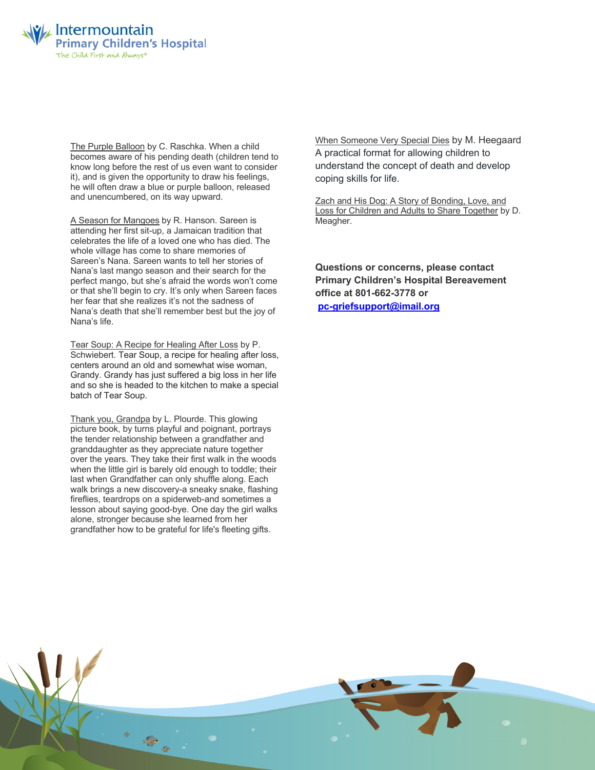<u>The Purple Balloon</u> by C. Raschka. When a child becomes aware of his pending death (children tend to know long before the rest of us even want to consider it), and is given the opportunity to draw his feelings, he will often draw a blue or purple balloon, released and unencumbered, on its way upward.

<u>A Season for Mangoes</u> by R. Hanson. Sareen is attending her first sit-up, a Jamaican tradition that celebrates the life of a loved one who has died. The whole village has come to share memories of Sareen's Nana. Sareen wants to tell her stories of Nana's last mango season and their search for the perfect mango, but she's afraid the words won't come or that she'll begin to cry. It's only when Sareen faces her fear that she realizes it's not the sadness of Nana's death that she'll remember best but the joy of Nana's life.

<u>Tear Soup: A Recipe for Healing After Loss</u> by P. Schwiebert. Tear Soup, a recipe for healing after loss, centers around an old and somewhat wise woman, Grandy. Grandy has just suffered a big loss in her life and so she is headed to the kitchen to make a special batch of Tear Soup.

<u>Thank you, Grandpa</u> by L. Plourde. This glowing picture book, by turns playful and poignant, portrays the tender relationship between a grandfather and granddaughter as they appreciate nature together over the years. They take their first walk in the woods when the little girl is barely old enough to toddle; their last when Grandfather can only shuffle along. Each walk brings a new discovery-a sneaky snake, flashing fireflies, teardrops on a spiderweb-and sometimes a lesson about saying good-bye. One day the girl walks alone, stronger because she learned from her grandfather how to be grateful for life's fleeting gifts.

<u>When Someone Very Special Dies</u> by M. Heegaard A practical format for allowing children to understand the concept of death and develop coping skills for life.

<u>Zach and His Dog: A Story of Bonding, Love, and Loss for Children and Adults to Share Together</u> by D. Meagher.

**Questions or concerns, please contact Primary Children's Hospital Bereavement office at 801-662-3778 or [pc-griefsupport@imail.org](mailto:pc-griefsupport@imail.org)**